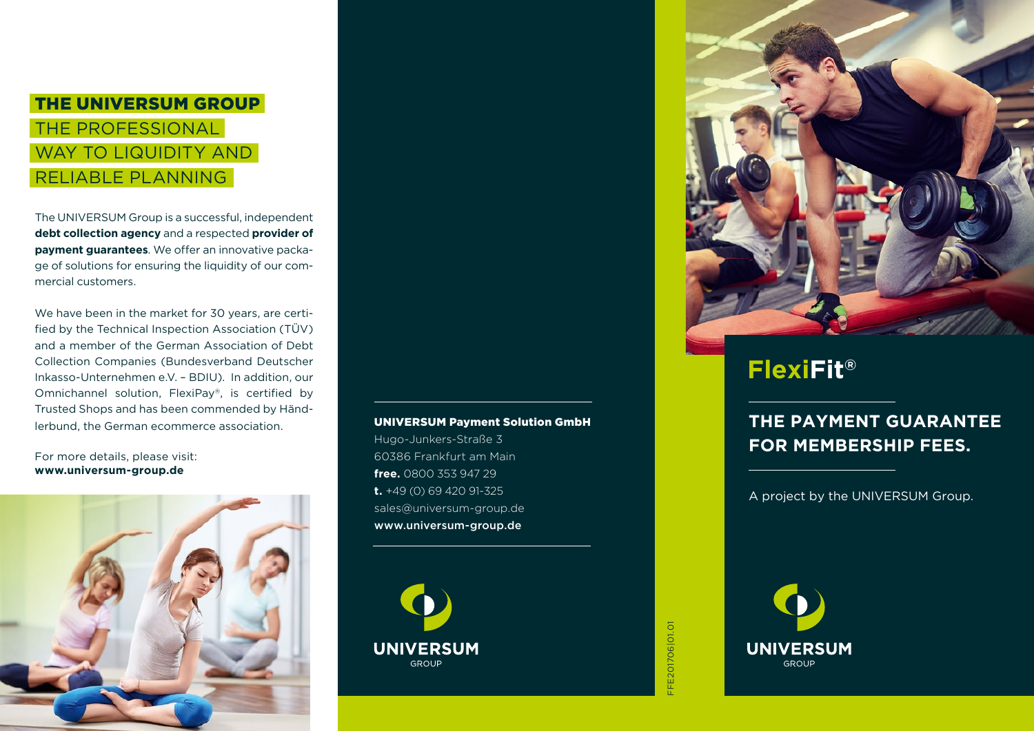## THE UNIVERSUM GROUP

THE PROFESSIONAL WAY TO LIQUIDITY AND RELIABLE PLANNING

The UNIVERSUM Group is a successful, independent **debt collection agency** and a respected **provider of payment guarantees**. We offer an innovative package of solutions for ensuring the liquidity of our commercial customers.

We have been in the market for 30 years, are certified by the Technical Inspection Association (TÜV) and a member of the German Association of Debt Collection Companies (Bundesverband Deutscher Inkasso-Unternehmen e.V. – BDIU). In addition, our Omnichannel solution, FlexiPay®, is certified by Trusted Shops and has been commended by Händlerbund, the German ecommerce association.

For more details, please visit:
**www.universum-group.de**

**UNIVERSUM Payment Solution GmbH**
Hugo-Junkers-Straße 3
60386 Frankfurt am Main
**free.** 0800 353 947 29
**t.** +49 (0) 69 420 91-325
sales@universum-group.de
**www.universum-group.de**

UNIVERSUM GROUP

FFE201706|01.01

# FlexiFit®

## THE PAYMENT GUARANTEE FOR MEMBERSHIP FEES.

A project by the UNIVERSUM Group.

UNIVERSUM GROUP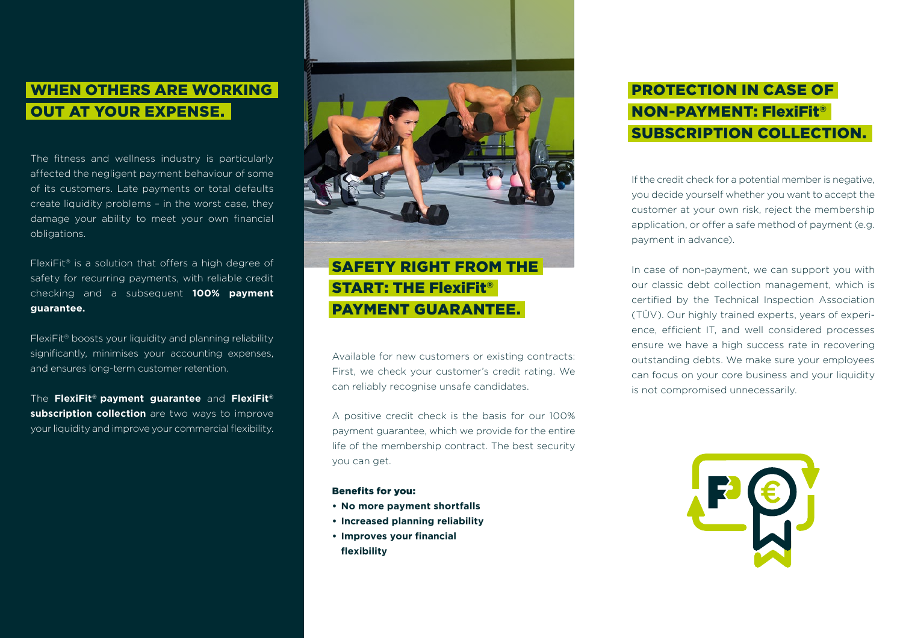## WHEN OTHERS ARE WORKING OUT AT YOUR EXPENSE.

The fitness and wellness industry is particularly affected the negligent payment behaviour of some of its customers. Late payments or total defaults create liquidity problems – in the worst case, they damage your ability to meet your own financial obligations.

FlexiFit® is a solution that offers a high degree of safety for recurring payments, with reliable credit checking and a subsequent **100% payment guarantee.**

FlexiFit® boosts your liquidity and planning reliability significantly, minimises your accounting expenses, and ensures long-term customer retention.

The **FlexiFit® payment guarantee** and **FlexiFit® subscription collection** are two ways to improve your liquidity and improve your commercial flexibility.

## SAFETY RIGHT FROM THE START: THE FlexiFit® PAYMENT GUARANTEE.

Available for new customers or existing contracts: First, we check your customer's credit rating. We can reliably recognise unsafe candidates.

A positive credit check is the basis for our 100% payment guarantee, which we provide for the entire life of the membership contract. The best security you can get.

**Benefits for you:**

- **No more payment shortfalls**
- **Increased planning reliability**
- **Improves your financial flexibility**

## PROTECTION IN CASE OF NON-PAYMENT: FlexiFit® SUBSCRIPTION COLLECTION.

If the credit check for a potential member is negative, you decide yourself whether you want to accept the customer at your own risk, reject the membership application, or offer a safe method of payment (e.g. payment in advance).

In case of non-payment, we can support you with our classic debt collection management, which is certified by the Technical Inspection Association (TÜV). Our highly trained experts, years of experience, efficient IT, and well considered processes ensure we have a high success rate in recovering outstanding debts. We make sure your employees can focus on your core business and your liquidity is not compromised unnecessarily.